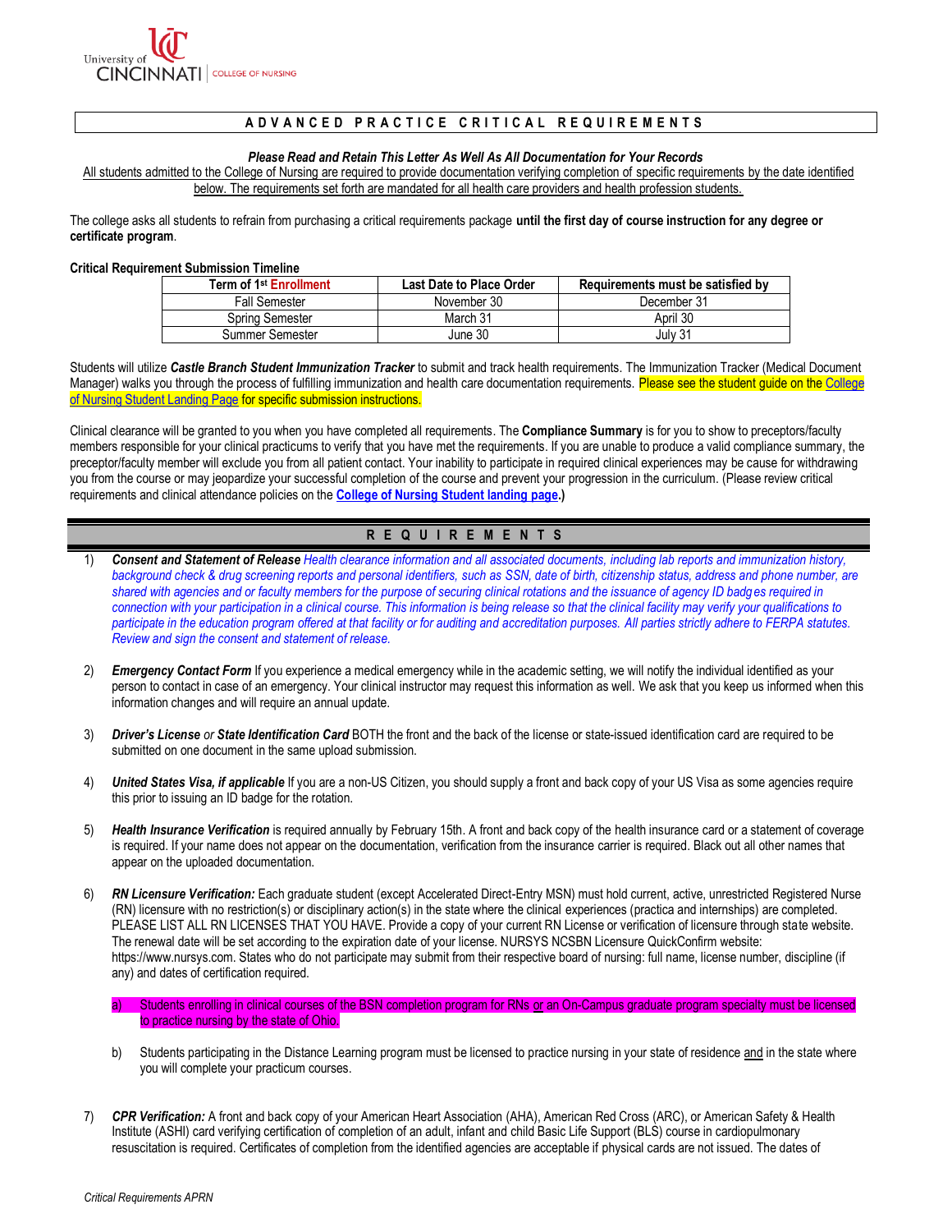University of Cincinnati | College of Nursing

# ADVANCED PRACTICE CRITICAL REQUIREMENTS

***Please Read and Retain This Letter As Well As All Documentation for Your Records***

All students admitted to the College of Nursing are required to provide documentation verifying completion of specific requirements by the date identified below. The requirements set forth are mandated for all health care providers and health profession students.

The college asks all students to refrain from purchasing a critical requirements package **until the first day of course instruction for any degree or certificate program**.

**Critical Requirement Submission Timeline**

| Term of 1st Enrollment | Last Date to Place Order | Requirements must be satisfied by |
|---|---|---|
| Fall Semester | November 30 | December 31 |
| Spring Semester | March 31 | April 30 |
| Summer Semester | June 30 | July 31 |

Students will utilize ***Castle Branch Student Immunization Tracker*** to submit and track health requirements. The Immunization Tracker (Medical Document Manager) walks you through the process of fulfilling immunization and health care documentation requirements. Please see the student guide on the College of Nursing Student Landing Page for specific submission instructions.

Clinical clearance will be granted to you when you have completed all requirements. The **Compliance Summary** is for you to show to preceptors/faculty members responsible for your clinical practicums to verify that you have met the requirements. If you are unable to produce a valid compliance summary, the preceptor/faculty member will exclude you from all patient contact. Your inability to participate in required clinical experiences may be cause for withdrawing you from the course or may jeopardize your successful completion of the course and prevent your progression in the curriculum. (Please review critical requirements and clinical attendance policies on the **College of Nursing Student landing page**.)

## REQUIREMENTS

1) ***Consent and Statement of Release*** *Health clearance information and all associated documents, including lab reports and immunization history, background check & drug screening reports and personal identifiers, such as SSN, date of birth, citizenship status, address and phone number, are shared with agencies and or faculty members for the purpose of securing clinical rotations and the issuance of agency ID badges required in connection with your participation in a clinical course. This information is being release so that the clinical facility may verify your qualifications to participate in the education program offered at that facility or for auditing and accreditation purposes. All parties strictly adhere to FERPA statutes. Review and sign the consent and statement of release.*

2) ***Emergency Contact Form*** If you experience a medical emergency while in the academic setting, we will notify the individual identified as your person to contact in case of an emergency. Your clinical instructor may request this information as well. We ask that you keep us informed when this information changes and will require an annual update.

3) ***Driver's License*** *or* ***State Identification Card*** BOTH the front and the back of the license or state-issued identification card are required to be submitted on one document in the same upload submission.

4) ***United States Visa, if applicable*** If you are a non-US Citizen, you should supply a front and back copy of your US Visa as some agencies require this prior to issuing an ID badge for the rotation.

5) ***Health Insurance Verification*** is required annually by February 15th. A front and back copy of the health insurance card or a statement of coverage is required. If your name does not appear on the documentation, verification from the insurance carrier is required. Black out all other names that appear on the uploaded documentation.

6) ***RN Licensure Verification:*** Each graduate student (except Accelerated Direct-Entry MSN) must hold current, active, unrestricted Registered Nurse (RN) licensure with no restriction(s) or disciplinary action(s) in the state where the clinical experiences (practica and internships) are completed. PLEASE LIST ALL RN LICENSES THAT YOU HAVE. Provide a copy of your current RN License or verification of licensure through state website. The renewal date will be set according to the expiration date of your license. NURSYS NCSBN Licensure QuickConfirm website: https://www.nursys.com. States who do not participate may submit from their respective board of nursing: full name, license number, discipline (if any) and dates of certification required.

   a) Students enrolling in clinical courses of the BSN completion program for RNs or an On-Campus graduate program specialty must be licensed to practice nursing by the state of Ohio.

   b) Students participating in the Distance Learning program must be licensed to practice nursing in your state of residence and in the state where you will complete your practicum courses.

7) ***CPR Verification:*** A front and back copy of your American Heart Association (AHA), American Red Cross (ARC), or American Safety & Health Institute (ASHI) card verifying certification of completion of an adult, infant and child Basic Life Support (BLS) course in cardiopulmonary resuscitation is required. Certificates of completion from the identified agencies are acceptable if physical cards are not issued. The dates of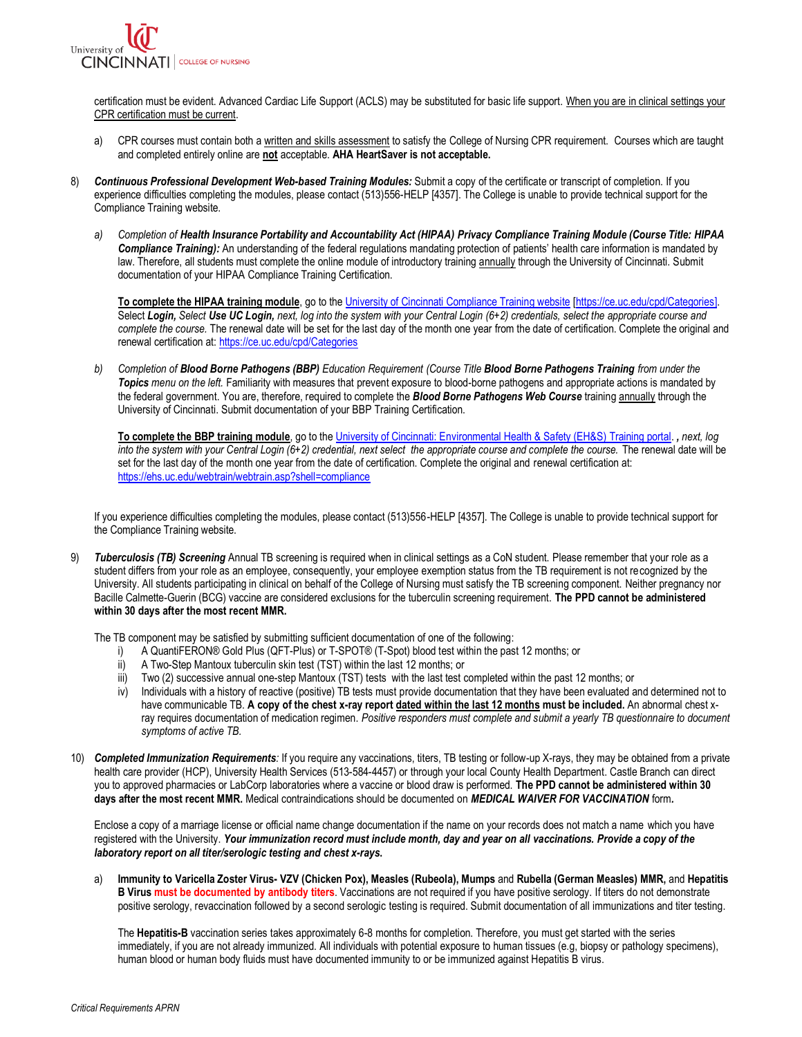certification must be evident. Advanced Cardiac Life Support (ACLS) may be substituted for basic life support. When you are in clinical settings your CPR certification must be current.

a) CPR courses must contain both a written and skills assessment to satisfy the College of Nursing CPR requirement. Courses which are taught and completed entirely online are **not** acceptable. **AHA HeartSaver is not acceptable.**

8) ***Continuous Professional Development Web-based Training Modules:*** Submit a copy of the certificate or transcript of completion. If you experience difficulties completing the modules, please contact (513)556-HELP [4357]. The College is unable to provide technical support for the Compliance Training website.

   a) *Completion of **Health Insurance Portability and Accountability Act (HIPAA) Privacy Compliance Training Module (Course Title: HIPAA Compliance Training):*** An understanding of the federal regulations mandating protection of patients' health care information is mandated by law. Therefore, all students must complete the online module of introductory training annually through the University of Cincinnati. Submit documentation of your HIPAA Compliance Training Certification.

      **To complete the HIPAA training module**, go to the University of Cincinnati Compliance Training website [https://ce.uc.edu/cpd/Categories]. Select ***Login,*** *Select **Use UC Login,** next, log into the system with your Central Login (6+2) credentials, select the appropriate course and complete the course.* The renewal date will be set for the last day of the month one year from the date of certification. Complete the original and renewal certification at: https://ce.uc.edu/cpd/Categories

   b) *Completion of **Blood Borne Pathogens (BBP)** Education Requirement (Course Title **Blood Borne Pathogens Training** from under the **Topics** menu on the left.* Familiarity with measures that prevent exposure to blood-borne pathogens and appropriate actions is mandated by the federal government. You are, therefore, required to complete the ***Blood Borne Pathogens Web Course*** training annually through the University of Cincinnati. Submit documentation of your BBP Training Certification.

      **To complete the BBP training module**, go to the University of Cincinnati: Environmental Health & Safety (EH&S) Training portal. ***,*** *next, log into the system with your Central Login (6+2) credential, next select the appropriate course and complete the course.* The renewal date will be set for the last day of the month one year from the date of certification. Complete the original and renewal certification at: https://ehs.uc.edu/webtrain/webtrain.asp?shell=compliance

   If you experience difficulties completing the modules, please contact (513)556-HELP [4357]. The College is unable to provide technical support for the Compliance Training website.

9) ***Tuberculosis (TB) Screening*** Annual TB screening is required when in clinical settings as a CoN student. Please remember that your role as a student differs from your role as an employee, consequently, your employee exemption status from the TB requirement is not recognized by the University. All students participating in clinical on behalf of the College of Nursing must satisfy the TB screening component. Neither pregnancy nor Bacille Calmette-Guerin (BCG) vaccine are considered exclusions for the tuberculin screening requirement. **The PPD cannot be administered within 30 days after the most recent MMR.**

   The TB component may be satisfied by submitting sufficient documentation of one of the following:

   i) A QuantiFERON® Gold Plus (QFT-Plus) or T-SPOT® (T-Spot) blood test within the past 12 months; or
   ii) A Two-Step Mantoux tuberculin skin test (TST) within the last 12 months; or
   iii) Two (2) successive annual one-step Mantoux (TST) tests with the last test completed within the past 12 months; or
   iv) Individuals with a history of reactive (positive) TB tests must provide documentation that they have been evaluated and determined not to have communicable TB. **A copy of the chest x-ray report dated within the last 12 months must be included.** An abnormal chest x-ray requires documentation of medication regimen. *Positive responders must complete and submit a yearly TB questionnaire to document symptoms of active TB.*

10) ***Completed Immunization Requirements****:* If you require any vaccinations, titers, TB testing or follow-up X-rays, they may be obtained from a private health care provider (HCP), University Health Services (513-584-4457) or through your local County Health Department. Castle Branch can direct you to approved pharmacies or LabCorp laboratories where a vaccine or blood draw is performed. **The PPD cannot be administered within 30 days after the most recent MMR.** Medical contraindications should be documented on ***MEDICAL WAIVER FOR VACCINATION*** form**.**

    Enclose a copy of a marriage license or official name change documentation if the name on your records does not match a name which you have registered with the University. ***Your immunization record must include month, day and year on all vaccinations. Provide a copy of the laboratory report on all titer/serologic testing and chest x-rays.***

    a) **Immunity to Varicella Zoster Virus- VZV (Chicken Pox), Measles (Rubeola), Mumps** and **Rubella (German Measles) MMR,** and **Hepatitis B Virus must be documented by antibody titers**. Vaccinations are not required if you have positive serology. If titers do not demonstrate positive serology, revaccination followed by a second serologic testing is required. Submit documentation of all immunizations and titer testing.

       The **Hepatitis-B** vaccination series takes approximately 6-8 months for completion. Therefore, you must get started with the series immediately, if you are not already immunized. All individuals with potential exposure to human tissues (e.g, biopsy or pathology specimens), human blood or human body fluids must have documented immunity to or be immunized against Hepatitis B virus.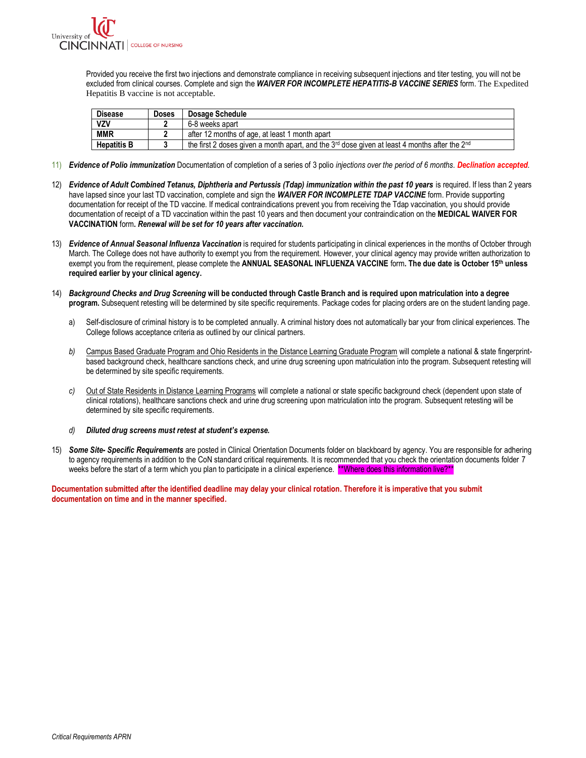Provided you receive the first two injections and demonstrate compliance in receiving subsequent injections and titer testing, you will not be excluded from clinical courses. Complete and sign the ***WAIVER FOR INCOMPLETE HEPATITIS-B VACCINE SERIES*** form. The Expedited Hepatitis B vaccine is not acceptable.

| Disease | Doses | Dosage Schedule |
|---|---|---|
| VZV | 2 | 6-8 weeks apart |
| MMR | 2 | after 12 months of age, at least 1 month apart |
| Hepatitis B | 3 | the first 2 doses given a month apart, and the 3rd dose given at least 4 months after the 2nd |

11) ***Evidence of Polio immunization*** Documentation of completion of a series of 3 polio *injections over the period of 6 months*. ***Declination accepted***.

12) ***Evidence of Adult Combined Tetanus, Diphtheria and Pertussis (Tdap) immunization within the past 10 years*** is required. If less than 2 years have lapsed since your last TD vaccination, complete and sign the ***WAIVER FOR INCOMPLETE TDAP VACCINE*** form. Provide supporting documentation for receipt of the TD vaccine. If medical contraindications prevent you from receiving the Tdap vaccination, you should provide documentation of receipt of a TD vaccination within the past 10 years and then document your contraindication on the **MEDICAL WAIVER FOR VACCINATION** form**.** ***Renewal will be set for 10 years after vaccination.***

13) ***Evidence of Annual Seasonal Influenza Vaccination*** is required for students participating in clinical experiences in the months of October through March. The College does not have authority to exempt you from the requirement. However, your clinical agency may provide written authorization to exempt you from the requirement, please complete the **ANNUAL SEASONAL INFLUENZA VACCINE** form**. The due date is October 15th unless required earlier by your clinical agency.**

14) ***Background Checks and Drug Screening*** **will be conducted through Castle Branch and is required upon matriculation into a degree program.** Subsequent retesting will be determined by site specific requirements. Package codes for placing orders are on the student landing page.

    a) Self-disclosure of criminal history is to be completed annually. A criminal history does not automatically bar your from clinical experiences. The College follows acceptance criteria as outlined by our clinical partners.

    *b)* Campus Based Graduate Program and Ohio Residents in the Distance Learning Graduate Program will complete a national & state fingerprint-based background check, healthcare sanctions check, and urine drug screening upon matriculation into the program. Subsequent retesting will be determined by site specific requirements.

    *c)* Out of State Residents in Distance Learning Programs will complete a national or state specific background check (dependent upon state of clinical rotations), healthcare sanctions check and urine drug screening upon matriculation into the program. Subsequent retesting will be determined by site specific requirements.

    *d)* ***Diluted drug screens must retest at student's expense.***

15) ***Some Site- Specific Requirements*** are posted in Clinical Orientation Documents folder on blackboard by agency. You are responsible for adhering to agency requirements in addition to the CoN standard critical requirements. It is recommended that you check the orientation documents folder 7 weeks before the start of a term which you plan to participate in a clinical experience. **Where does this information live?**

**Documentation submitted after the identified deadline may delay your clinical rotation. Therefore it is imperative that you submit documentation on time and in the manner specified.**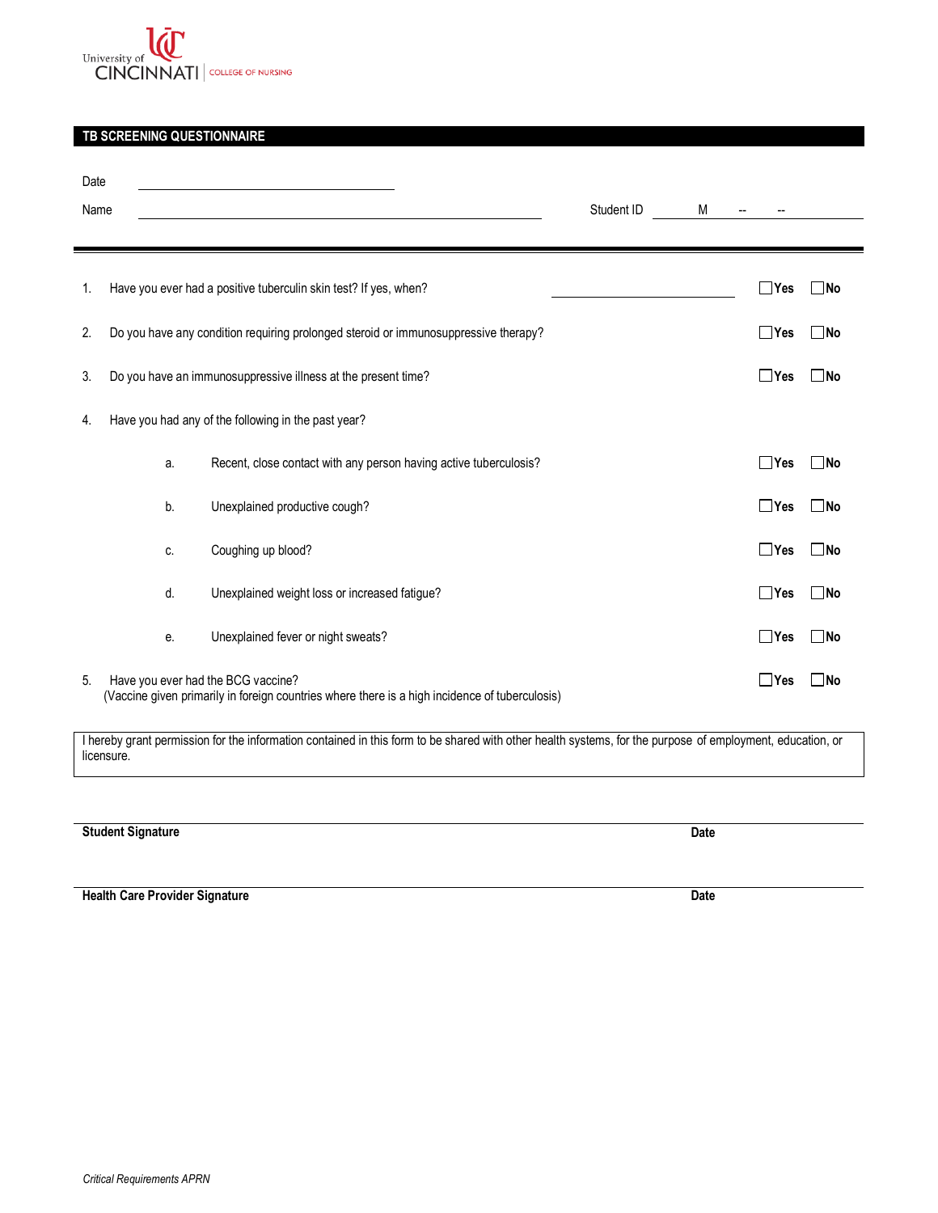University of CINCINNATI | COLLEGE OF NURSING

## TB SCREENING QUESTIONNAIRE

Date ______________________

Name ______________________________________ Student ID M -- -- ________

---

1. Have you ever had a positive tuberculin skin test? If yes, when? ____________ ☐Yes ☐No

2. Do you have any condition requiring prolonged steroid or immunosuppressive therapy? ☐Yes ☐No

3. Do you have an immunosuppressive illness at the present time? ☐Yes ☐No

4. Have you had any of the following in the past year?

   a. Recent, close contact with any person having active tuberculosis? ☐Yes ☐No

   b. Unexplained productive cough? ☐Yes ☐No

   c. Coughing up blood? ☐Yes ☐No

   d. Unexplained weight loss or increased fatigue? ☐Yes ☐No

   e. Unexplained fever or night sweats? ☐Yes ☐No

5. Have you ever had the BCG vaccine? ☐Yes ☐No
   (Vaccine given primarily in foreign countries where there is a high incidence of tuberculosis)

I hereby grant permission for the information contained in this form to be shared with other health systems, for the purpose of employment, education, or licensure.

______________________________________________________________________

**Student Signature** **Date**

______________________________________________________________________

**Health Care Provider Signature** **Date**

*Critical Requirements APRN*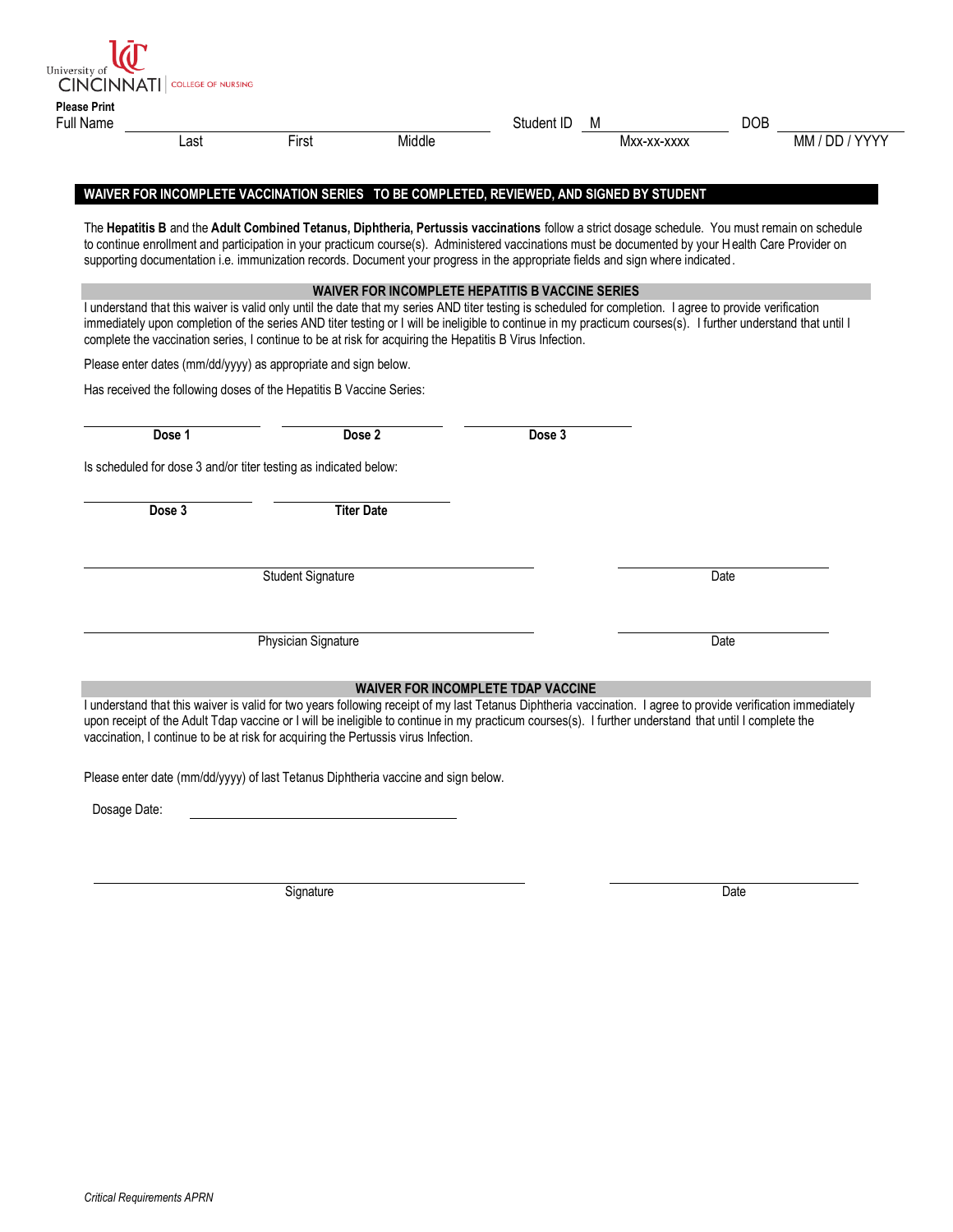University of CINCINNATI | COLLEGE OF NURSING

**Please Print**

Full Name ______________________________________ Student ID M______________ DOB ______________

Last First Middle Mxx-xx-xxxx MM / DD / YYYY

## WAIVER FOR INCOMPLETE VACCINATION SERIES TO BE COMPLETED, REVIEWED, AND SIGNED BY STUDENT

The **Hepatitis B** and the **Adult Combined Tetanus, Diphtheria, Pertussis vaccinations** follow a strict dosage schedule. You must remain on schedule to continue enrollment and participation in your practicum course(s). Administered vaccinations must be documented by your Health Care Provider on supporting documentation i.e. immunization records. Document your progress in the appropriate fields and sign where indicated.

### WAIVER FOR INCOMPLETE HEPATITIS B VACCINE SERIES

I understand that this waiver is valid only until the date that my series AND titer testing is scheduled for completion. I agree to provide verification immediately upon completion of the series AND titer testing or I will be ineligible to continue in my practicum courses(s). I further understand that until I complete the vaccination series, I continue to be at risk for acquiring the Hepatitis B Virus Infection.

Please enter dates (mm/dd/yyyy) as appropriate and sign below.

Has received the following doses of the Hepatitis B Vaccine Series:

______________ ______________ ______________

**Dose 1** **Dose 2** **Dose 3**

Is scheduled for dose 3 and/or titer testing as indicated below:

______________ ______________

**Dose 3** **Titer Date**

______________________________________ ______________

Student Signature Date

______________________________________ ______________

Physician Signature Date

### WAIVER FOR INCOMPLETE TDAP VACCINE

I understand that this waiver is valid for two years following receipt of my last Tetanus Diphtheria vaccination. I agree to provide verification immediately upon receipt of the Adult Tdap vaccine or I will be ineligible to continue in my practicum courses(s). I further understand that until I complete the vaccination, I continue to be at risk for acquiring the Pertussis virus Infection.

Please enter date (mm/dd/yyyy) of last Tetanus Diphtheria vaccine and sign below.

Dosage Date: ______________________________

______________________________________ ______________

Signature Date

*Critical Requirements APRN*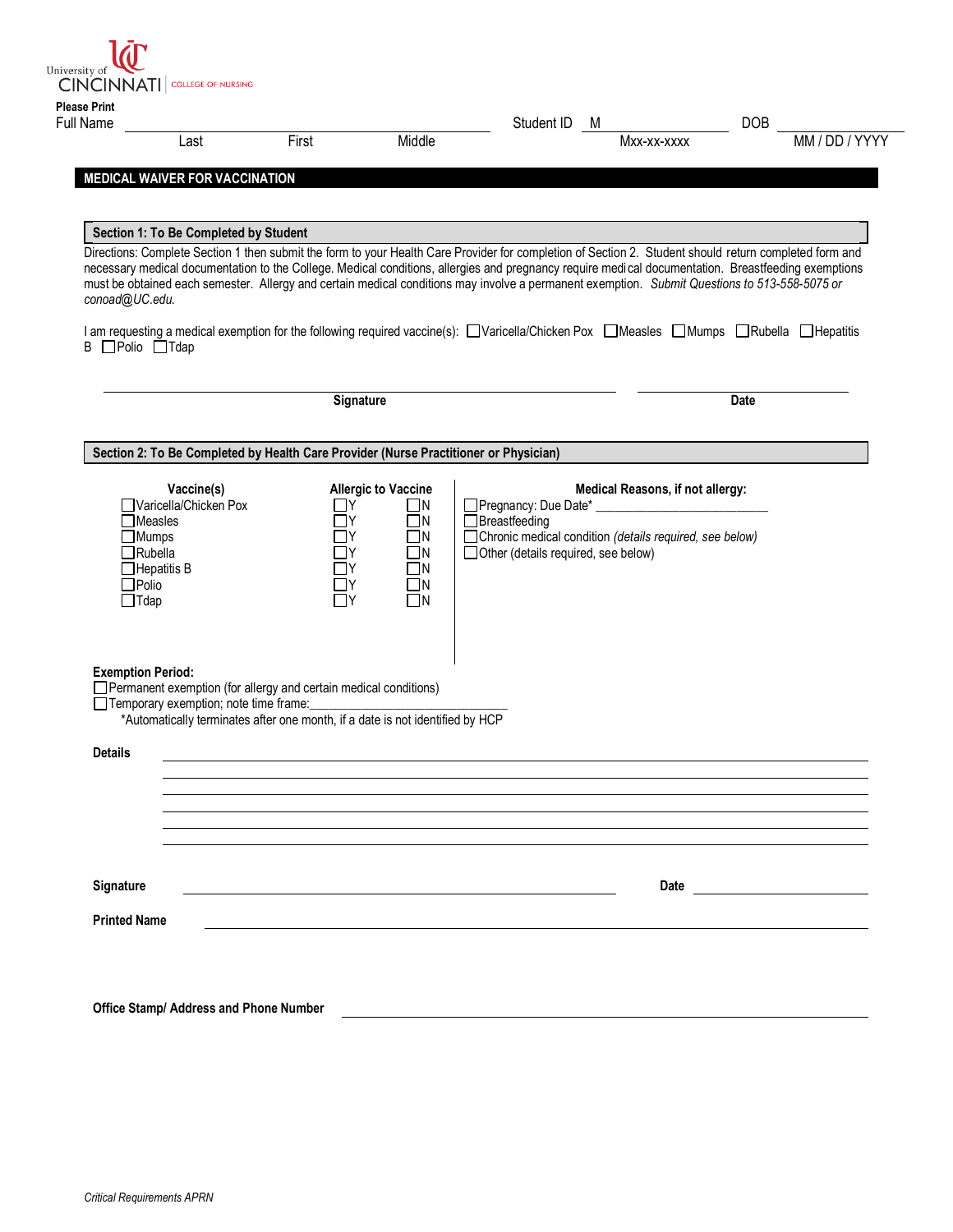University of CINCINNATI | COLLEGE OF NURSING

**Please Print**

Full Name ______________________________ Student ID M________ DOB ____________

Last First Middle Mxx-xx-xxxx MM / DD / YYYY

## MEDICAL WAIVER FOR VACCINATION

### Section 1: To Be Completed by Student

Directions: Complete Section 1 then submit the form to your Health Care Provider for completion of Section 2. Student should return completed form and necessary medical documentation to the College. Medical conditions, allergies and pregnancy require medical documentation. Breastfeeding exemptions must be obtained each semester. Allergy and certain medical conditions may involve a permanent exemption. *Submit Questions to 513-558-5075 or conoad@UC.edu.*

I am requesting a medical exemption for the following required vaccine(s): ☐Varicella/Chicken Pox ☐Measles ☐Mumps ☐Rubella ☐Hepatitis B ☐Polio ☐Tdap

______________________________ ______________

**Signature** **Date**

### Section 2: To Be Completed by Health Care Provider (Nurse Practitioner or Physician)

| Vaccine(s) | Allergic to Vaccine | |
|---|---|---|
| ☐Varicella/Chicken Pox | ☐Y | ☐N |
| ☐Measles | ☐Y | ☐N |
| ☐Mumps | ☐Y | ☐N |
| ☐Rubella | ☐Y | ☐N |
| ☐Hepatitis B | ☐Y | ☐N |
| ☐Polio | ☐Y | ☐N |
| ☐Tdap | ☐Y | ☐N |

**Medical Reasons, if not allergy:**

☐Pregnancy: Due Date* ______________________

☐Breastfeeding

☐Chronic medical condition *(details required, see below)*

☐Other (details required, see below)

**Exemption Period:**

☐Permanent exemption (for allergy and certain medical conditions)

☐Temporary exemption; note time frame:______________________

*Automatically terminates after one month, if a date is not identified by HCP

**Details** ______________________________________________________________

______________________________________________________________

______________________________________________________________

______________________________________________________________

______________________________________________________________

______________________________________________________________

**Signature** ______________________________ **Date** ______________

**Printed Name** ______________________________________________

**Office Stamp/ Address and Phone Number** ______________________________

*Critical Requirements APRN*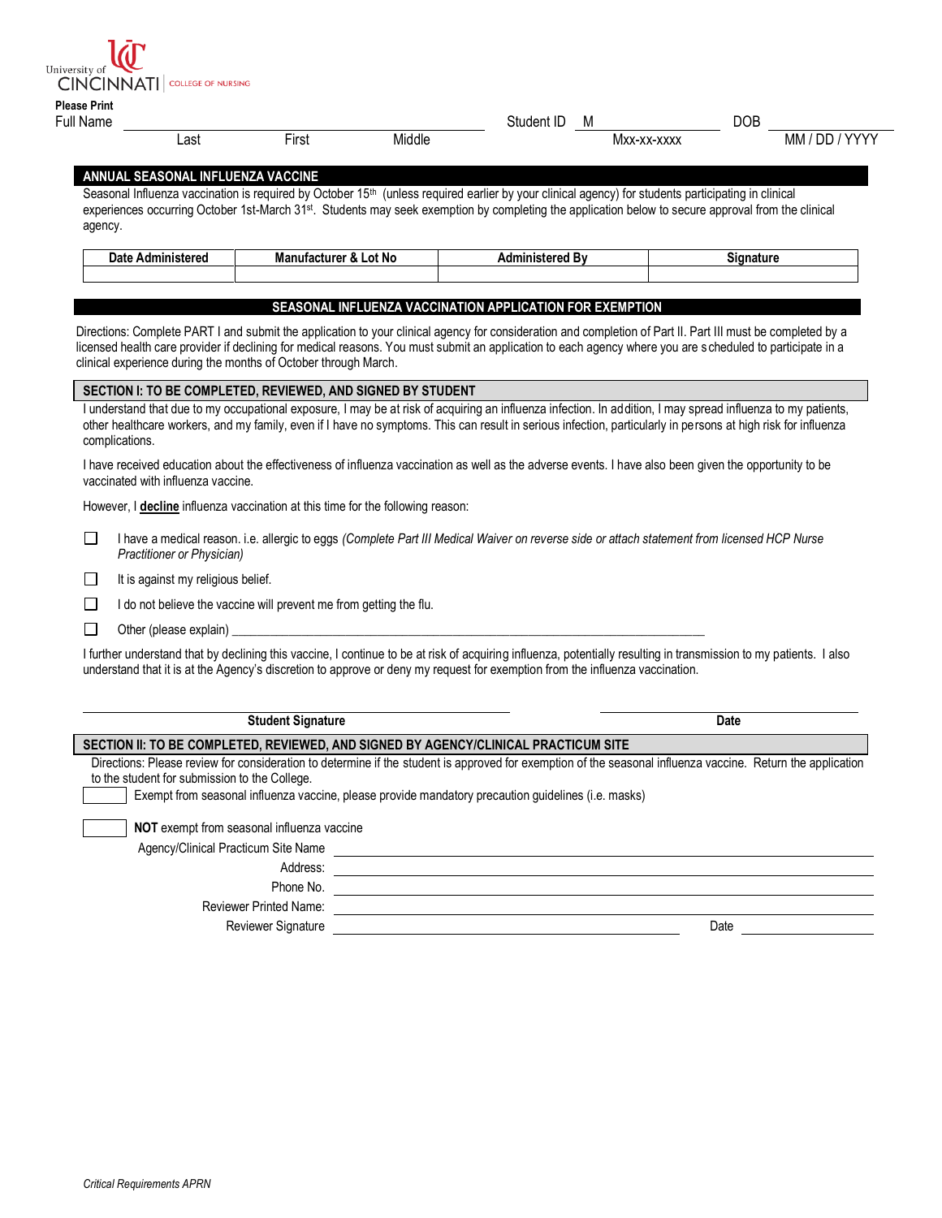University of CINCINNATI | COLLEGE OF NURSING

**Please Print**

Full Name ______________________________ Student ID M______________ DOB ______________

Last First Middle Mxx-xx-xxxx MM / DD / YYYY

## ANNUAL SEASONAL INFLUENZA VACCINE

Seasonal Influenza vaccination is required by October 15th (unless required earlier by your clinical agency) for students participating in clinical experiences occurring October 1st-March 31st. Students may seek exemption by completing the application below to secure approval from the clinical agency.

| Date Administered | Manufacturer & Lot No | Administered By | Signature |
|---|---|---|---|
| | | | |

## SEASONAL INFLUENZA VACCINATION APPLICATION FOR EXEMPTION

Directions: Complete PART I and submit the application to your clinical agency for consideration and completion of Part II. Part III must be completed by a licensed health care provider if declining for medical reasons. You must submit an application to each agency where you are scheduled to participate in a clinical experience during the months of October through March.

### SECTION I: TO BE COMPLETED, REVIEWED, AND SIGNED BY STUDENT

I understand that due to my occupational exposure, I may be at risk of acquiring an influenza infection. In addition, I may spread influenza to my patients, other healthcare workers, and my family, even if I have no symptoms. This can result in serious infection, particularly in persons at high risk for influenza complications.

I have received education about the effectiveness of influenza vaccination as well as the adverse events. I have also been given the opportunity to be vaccinated with influenza vaccine.

However, I **decline** influenza vaccination at this time for the following reason:

- ☐ I have a medical reason. i.e. allergic to eggs *(Complete Part III Medical Waiver on reverse side or attach statement from licensed HCP Nurse Practitioner or Physician)*
- ☐ It is against my religious belief.
- ☐ I do not believe the vaccine will prevent me from getting the flu.
- ☐ Other (please explain) ______________________________________________

I further understand that by declining this vaccine, I continue to be at risk of acquiring influenza, potentially resulting in transmission to my patients. I also understand that it is at the Agency's discretion to approve or deny my request for exemption from the influenza vaccination.

______________________________ ______________________
**Student Signature** **Date**

### SECTION II: TO BE COMPLETED, REVIEWED, AND SIGNED BY AGENCY/CLINICAL PRACTICUM SITE

Directions: Please review for consideration to determine if the student is approved for exemption of the seasonal influenza vaccine. Return the application to the student for submission to the College.

☐ Exempt from seasonal influenza vaccine, please provide mandatory precaution guidelines (i.e. masks)

☐ **NOT** exempt from seasonal influenza vaccine

Agency/Clinical Practicum Site Name ______________________________

Address: ______________________________

Phone No. ______________________________

Reviewer Printed Name: ______________________________

Reviewer Signature ______________________________ Date ______________

*Critical Requirements APRN*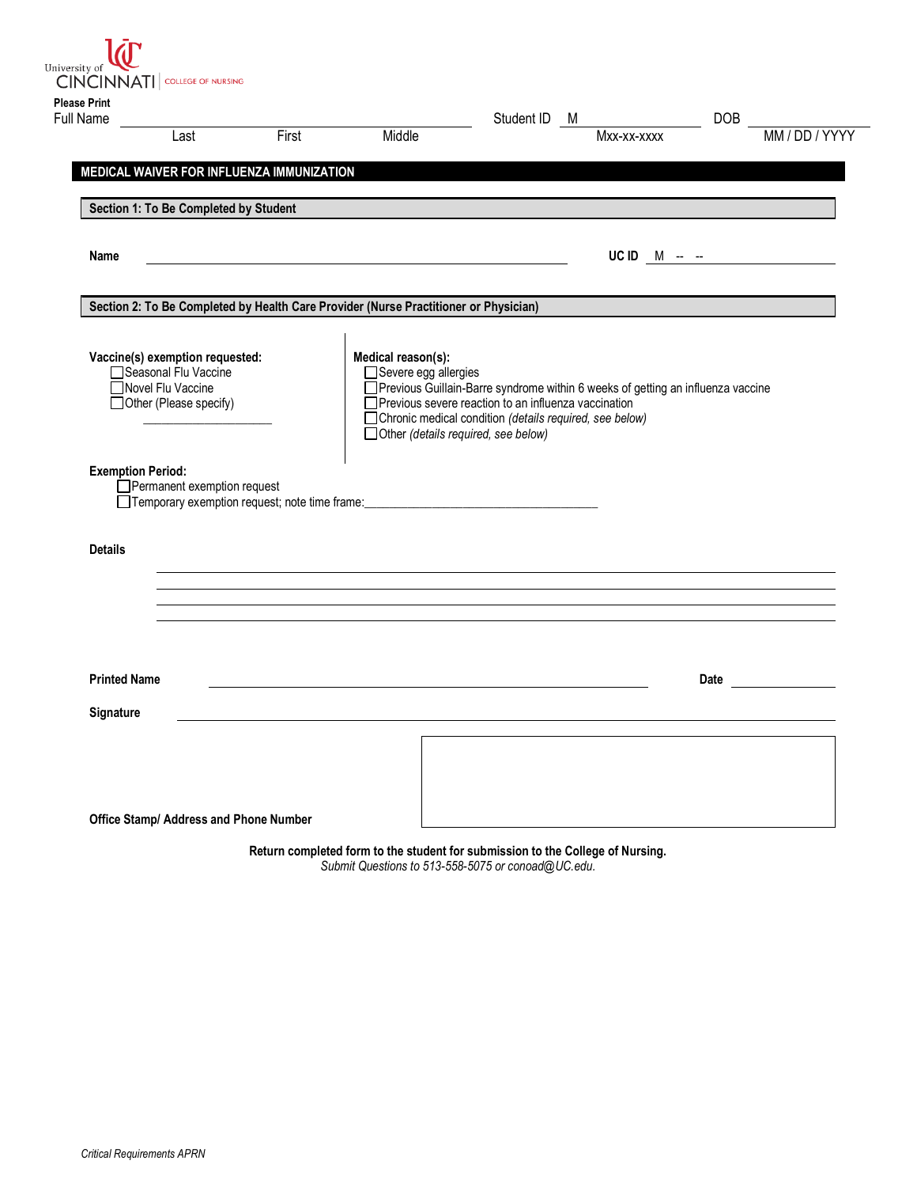University of CINCINNATI | COLLEGE OF NURSING

**Please Print**

Full Name ______________________________ Student ID M______________ DOB ______________

Last First Middle Mxx-xx-xxxx MM / DD / YYYY

## MEDICAL WAIVER FOR INFLUENZA IMMUNIZATION

### Section 1: To Be Completed by Student

**Name** ______________________________ **UC ID** M -- --

### Section 2: To Be Completed by Health Care Provider (Nurse Practitioner or Physician)

**Vaccine(s) exemption requested:**

- ☐ Seasonal Flu Vaccine
- ☐ Novel Flu Vaccine
- ☐ Other (Please specify) ______________________

**Medical reason(s):**

- ☐ Severe egg allergies
- ☐ Previous Guillain-Barre syndrome within 6 weeks of getting an influenza vaccine
- ☐ Previous severe reaction to an influenza vaccination
- ☐ Chronic medical condition *(details required, see below)*
- ☐ Other *(details required, see below)*

**Exemption Period:**

- ☐ Permanent exemption request
- ☐ Temporary exemption request; note time frame: ______________________________

**Details**

______________________________

______________________________

______________________________

______________________________

**Printed Name** ______________________________ **Date** ______________

**Signature** ______________________________

**Office Stamp/ Address and Phone Number**

**Return completed form to the student for submission to the College of Nursing.**

*Submit Questions to 513-558-5075 or conoad@UC.edu.*

*Critical Requirements APRN*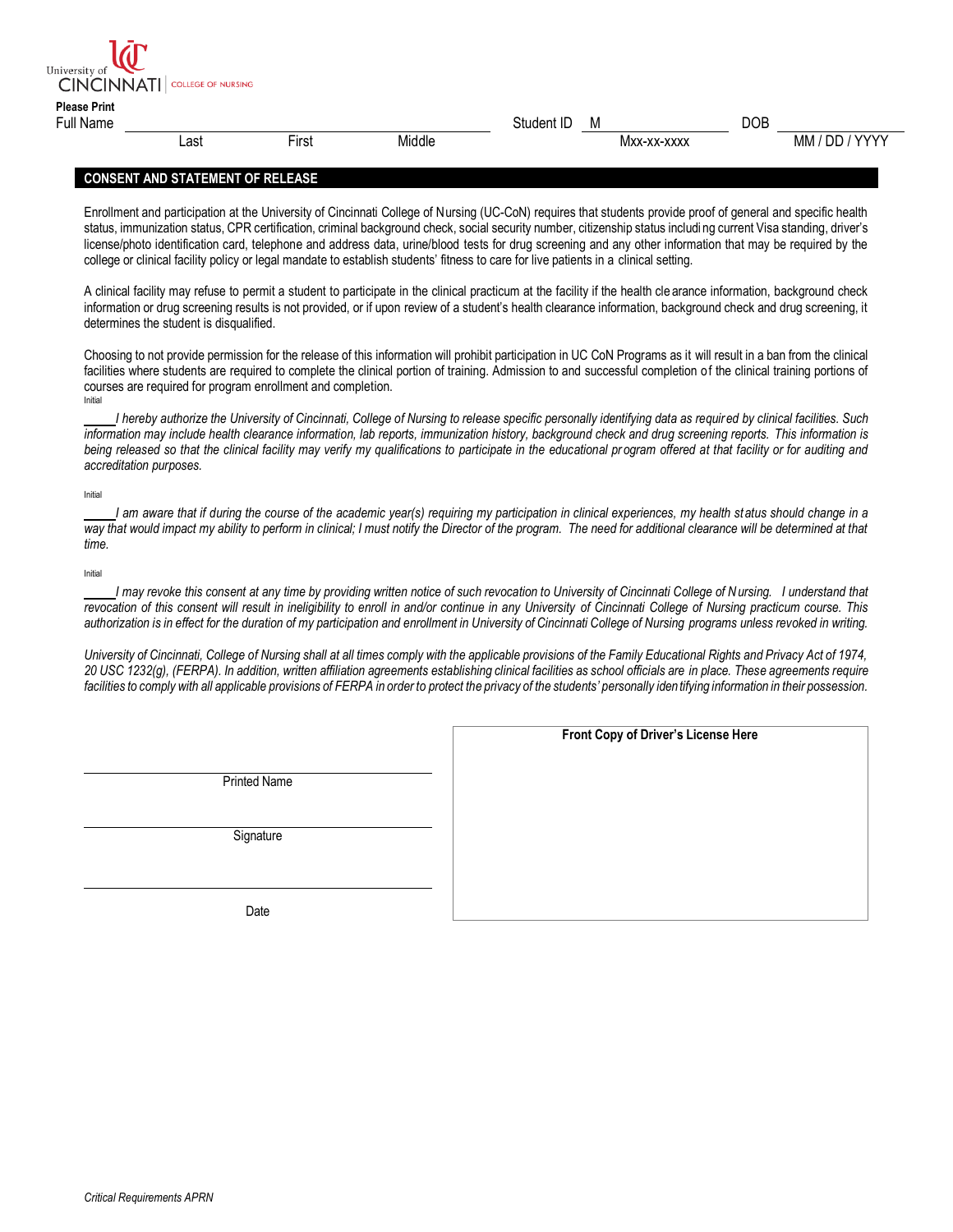University of Cincinnati | COLLEGE OF NURSING

**Please Print**

Full Name ______________________________ Student ID M____________ DOB ____________

Last First Middle Mxx-xx-xxxx MM / DD / YYYY

## CONSENT AND STATEMENT OF RELEASE

Enrollment and participation at the University of Cincinnati College of Nursing (UC-CoN) requires that students provide proof of general and specific health status, immunization status, CPR certification, criminal background check, social security number, citizenship status including current Visa standing, driver's license/photo identification card, telephone and address data, urine/blood tests for drug screening and any other information that may be required by the college or clinical facility policy or legal mandate to establish students' fitness to care for live patients in a clinical setting.

A clinical facility may refuse to permit a student to participate in the clinical practicum at the facility if the health clearance information, background check information or drug screening results is not provided, or if upon review of a student's health clearance information, background check and drug screening, it determines the student is disqualified.

Choosing to not provide permission for the release of this information will prohibit participation in UC CoN Programs as it will result in a ban from the clinical facilities where students are required to complete the clinical portion of training. Admission to and successful completion of the clinical training portions of courses are required for program enrollment and completion.

Initial

_____ *I hereby authorize the University of Cincinnati, College of Nursing to release specific personally identifying data as required by clinical facilities. Such information may include health clearance information, lab reports, immunization history, background check and drug screening reports. This information is being released so that the clinical facility may verify my qualifications to participate in the educational program offered at that facility or for auditing and accreditation purposes.*

Initial

_____ *I am aware that if during the course of the academic year(s) requiring my participation in clinical experiences, my health status should change in a way that would impact my ability to perform in clinical; I must notify the Director of the program. The need for additional clearance will be determined at that time.*

Initial

_____ *I may revoke this consent at any time by providing written notice of such revocation to University of Cincinnati College of Nursing. I understand that revocation of this consent will result in ineligibility to enroll in and/or continue in any University of Cincinnati College of Nursing practicum course. This authorization is in effect for the duration of my participation and enrollment in University of Cincinnati College of Nursing programs unless revoked in writing.*

*University of Cincinnati, College of Nursing shall at all times comply with the applicable provisions of the Family Educational Rights and Privacy Act of 1974, 20 USC 1232(g), (FERPA). In addition, written affiliation agreements establishing clinical facilities as school officials are in place. These agreements require facilities to comply with all applicable provisions of FERPA in order to protect the privacy of the students' personally identifying information in their possession.*

______________________________
Printed Name

______________________________
Signature

______________________________
Date

**Front Copy of Driver's License Here**

*Critical Requirements APRN*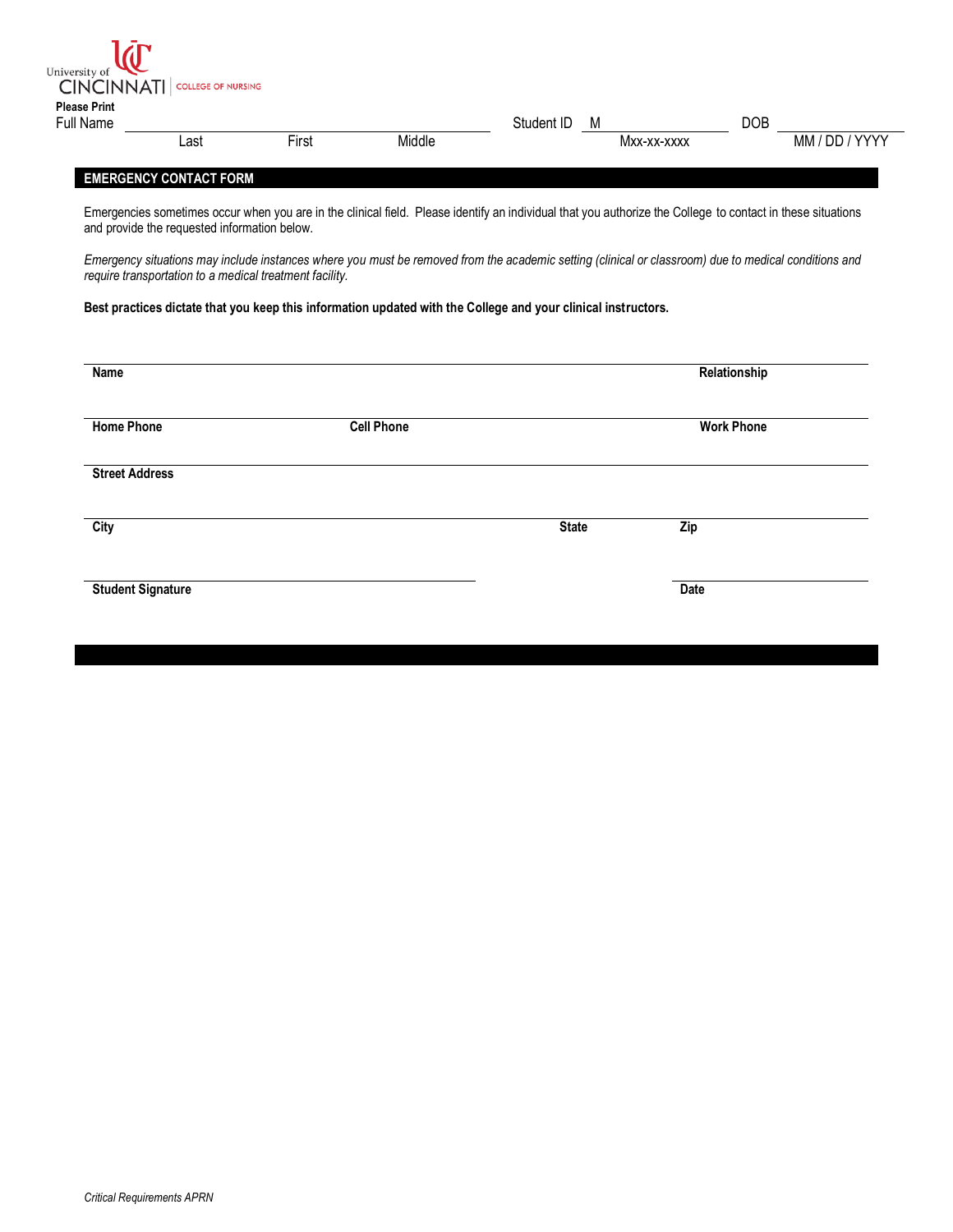University of Cincinnati | College of Nursing

**Please Print**

Full Name ______________________________ Student ID M__________ DOB __________

Last First Middle Mxx-xx-xxxx MM / DD / YYYY

## EMERGENCY CONTACT FORM

Emergencies sometimes occur when you are in the clinical field. Please identify an individual that you authorize the College to contact in these situations and provide the requested information below.

*Emergency situations may include instances where you must be removed from the academic setting (clinical or classroom) due to medical conditions and require transportation to a medical treatment facility.*

**Best practices dictate that you keep this information updated with the College and your clinical instructors.**

**Name** ______________________________ **Relationship** __________

**Home Phone** __________ **Cell Phone** __________ **Work Phone** __________

**Street Address** ______________________________

**City** __________ **State** __________ **Zip** __________

**Student Signature** ______________________________ **Date** __________